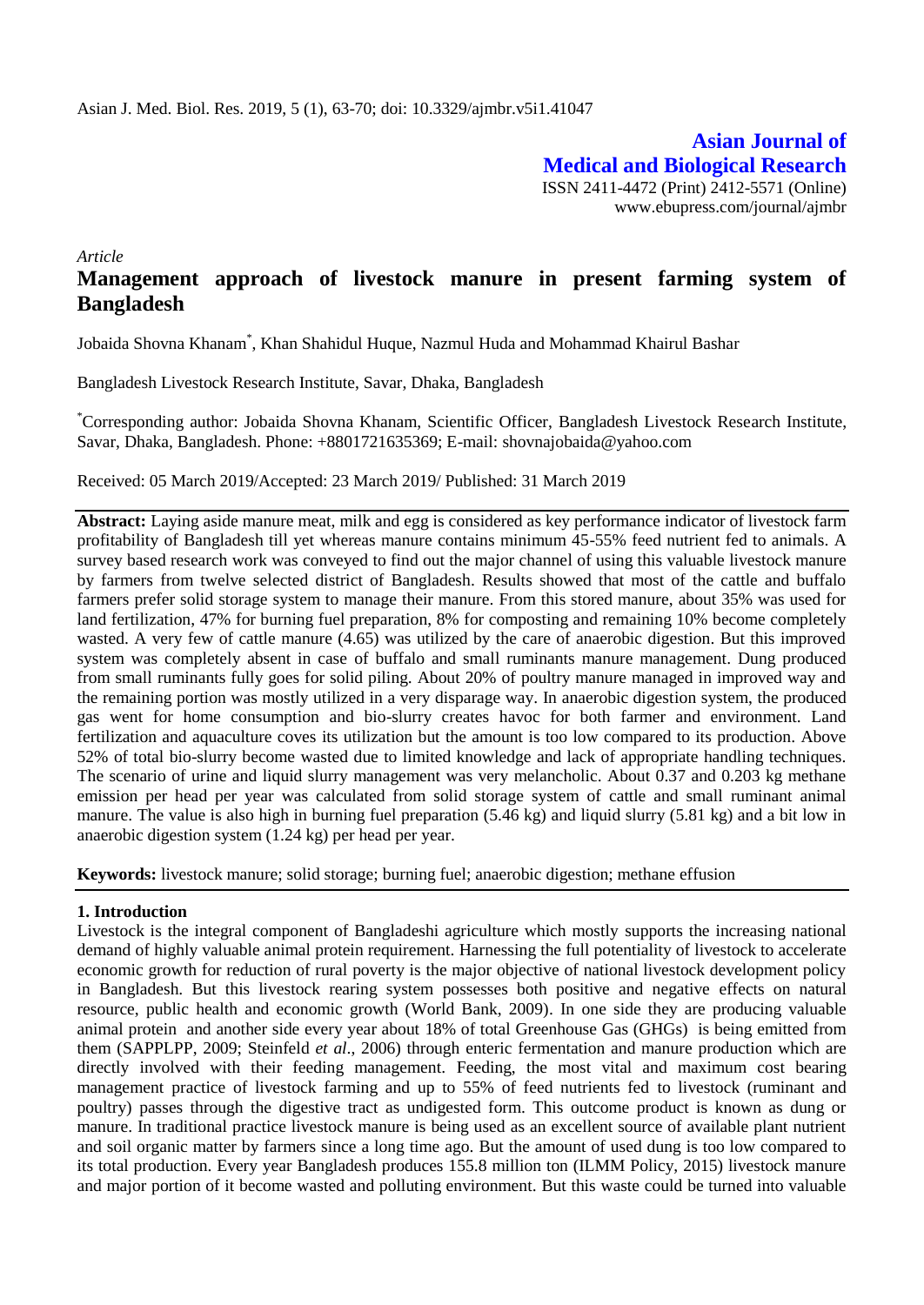**Asian Journal of Medical and Biological Research**

ISSN 2411-4472 (Print) 2412-5571 (Online)

www.ebupress.com/journal/ajmbr

*Article*

# Management approach of livestock manure in present farming system of Bangladesh

Jobaida Shovna Khanam[*], Khan Shahidul Huque, Nazmul Huda and Mohammad Khairul Bashar

Bangladesh Livestock Research Institute, Savar, Dhaka, Bangladesh

[*]Corresponding author: Jobaida Shovna Khanam, Scientific Officer, Bangladesh Livestock Research Institute, Savar, Dhaka, Bangladesh. Phone: +8801721635369; E-mail: shovnajobaida@yahoo.com

Received: 05 March 2019/Accepted: 23 March 2019/ Published: 31 March 2019

**Abstract:** Laying aside manure meat, milk and egg is considered as key performance indicator of livestock farm profitability of Bangladesh till yet whereas manure contains minimum 45-55% feed nutrient fed to animals. A survey based research work was conveyed to find out the major channel of using this valuable livestock manure by farmers from twelve selected district of Bangladesh. Results showed that most of the cattle and buffalo farmers prefer solid storage system to manage their manure. From this stored manure, about 35% was used for land fertilization, 47% for burning fuel preparation, 8% for composting and remaining 10% become completely wasted. A very few of cattle manure (4.65) was utilized by the care of anaerobic digestion. But this improved system was completely absent in case of buffalo and small ruminants manure management. Dung produced from small ruminants fully goes for solid piling. About 20% of poultry manure managed in improved way and the remaining portion was mostly utilized in a very disparage way. In anaerobic digestion system, the produced gas went for home consumption and bio-slurry creates havoc for both farmer and environment. Land fertilization and aquaculture coves its utilization but the amount is too low compared to its production. Above 52% of total bio-slurry become wasted due to limited knowledge and lack of appropriate handling techniques. The scenario of urine and liquid slurry management was very melancholic. About 0.37 and 0.203 kg methane emission per head per year was calculated from solid storage system of cattle and small ruminant animal manure. The value is also high in burning fuel preparation (5.46 kg) and liquid slurry (5.81 kg) and a bit low in anaerobic digestion system (1.24 kg) per head per year.

**Keywords:** livestock manure; solid storage; burning fuel; anaerobic digestion; methane effusion

## 1. Introduction

Livestock is the integral component of Bangladeshi agriculture which mostly supports the increasing national demand of highly valuable animal protein requirement. Harnessing the full potentiality of livestock to accelerate economic growth for reduction of rural poverty is the major objective of national livestock development policy in Bangladesh. But this livestock rearing system possesses both positive and negative effects on natural resource, public health and economic growth (World Bank, 2009). In one side they are producing valuable animal protein and another side every year about 18% of total Greenhouse Gas (GHGs) is being emitted from them (SAPPLPP, 2009; Steinfeld *et al*., 2006) through enteric fermentation and manure production which are directly involved with their feeding management. Feeding, the most vital and maximum cost bearing management practice of livestock farming and up to 55% of feed nutrients fed to livestock (ruminant and poultry) passes through the digestive tract as undigested form. This outcome product is known as dung or manure. In traditional practice livestock manure is being used as an excellent source of available plant nutrient and soil organic matter by farmers since a long time ago. But the amount of used dung is too low compared to its total production. Every year Bangladesh produces 155.8 million ton (ILMM Policy, 2015) livestock manure and major portion of it become wasted and polluting environment. But this waste could be turned into valuable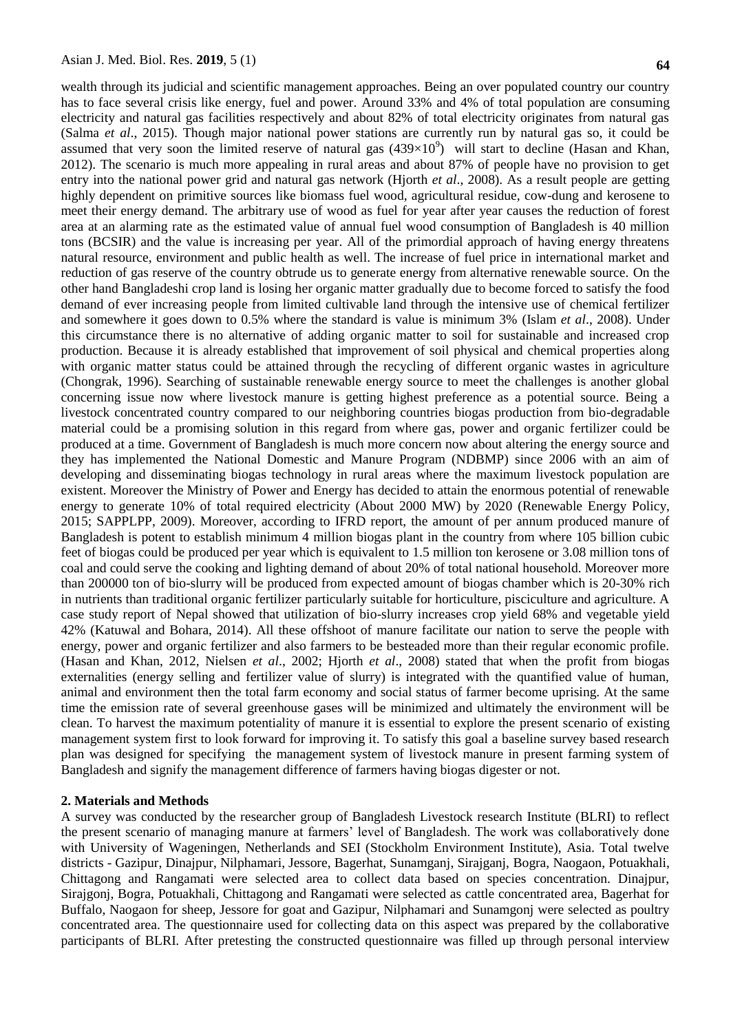wealth through its judicial and scientific management approaches. Being an over populated country our country has to face several crisis like energy, fuel and power. Around 33% and 4% of total population are consuming electricity and natural gas facilities respectively and about 82% of total electricity originates from natural gas (Salma *et al*., 2015). Though major national power stations are currently run by natural gas so, it could be assumed that very soon the limited reserve of natural gas ($439 \times 10^9$) will start to decline (Hasan and Khan, 2012). The scenario is much more appealing in rural areas and about 87% of people have no provision to get entry into the national power grid and natural gas network (Hjorth *et al*., 2008). As a result people are getting highly dependent on primitive sources like biomass fuel wood, agricultural residue, cow-dung and kerosene to meet their energy demand. The arbitrary use of wood as fuel for year after year causes the reduction of forest area at an alarming rate as the estimated value of annual fuel wood consumption of Bangladesh is 40 million tons (BCSIR) and the value is increasing per year. All of the primordial approach of having energy threatens natural resource, environment and public health as well. The increase of fuel price in international market and reduction of gas reserve of the country obtrude us to generate energy from alternative renewable source. On the other hand Bangladeshi crop land is losing her organic matter gradually due to become forced to satisfy the food demand of ever increasing people from limited cultivable land through the intensive use of chemical fertilizer and somewhere it goes down to 0.5% where the standard is value is minimum 3% (Islam *et al*., 2008). Under this circumstance there is no alternative of adding organic matter to soil for sustainable and increased crop production. Because it is already established that improvement of soil physical and chemical properties along with organic matter status could be attained through the recycling of different organic wastes in agriculture (Chongrak, 1996). Searching of sustainable renewable energy source to meet the challenges is another global concerning issue now where livestock manure is getting highest preference as a potential source. Being a livestock concentrated country compared to our neighboring countries biogas production from bio-degradable material could be a promising solution in this regard from where gas, power and organic fertilizer could be produced at a time. Government of Bangladesh is much more concern now about altering the energy source and they has implemented the National Domestic and Manure Program (NDBMP) since 2006 with an aim of developing and disseminating biogas technology in rural areas where the maximum livestock population are existent. Moreover the Ministry of Power and Energy has decided to attain the enormous potential of renewable energy to generate 10% of total required electricity (About 2000 MW) by 2020 (Renewable Energy Policy, 2015; SAPPLPP, 2009). Moreover, according to IFRD report, the amount of per annum produced manure of Bangladesh is potent to establish minimum 4 million biogas plant in the country from where 105 billion cubic feet of biogas could be produced per year which is equivalent to 1.5 million ton kerosene or 3.08 million tons of coal and could serve the cooking and lighting demand of about 20% of total national household. Moreover more than 200000 ton of bio-slurry will be produced from expected amount of biogas chamber which is 20-30% rich in nutrients than traditional organic fertilizer particularly suitable for horticulture, pisciculture and agriculture. A case study report of Nepal showed that utilization of bio-slurry increases crop yield 68% and vegetable yield 42% (Katuwal and Bohara, 2014). All these offshoot of manure facilitate our nation to serve the people with energy, power and organic fertilizer and also farmers to be besteaded more than their regular economic profile. (Hasan and Khan, 2012, Nielsen *et al*., 2002; Hjorth *et al*., 2008) stated that when the profit from biogas externalities (energy selling and fertilizer value of slurry) is integrated with the quantified value of human, animal and environment then the total farm economy and social status of farmer become uprising. At the same time the emission rate of several greenhouse gases will be minimized and ultimately the environment will be clean. To harvest the maximum potentiality of manure it is essential to explore the present scenario of existing management system first to look forward for improving it. To satisfy this goal a baseline survey based research plan was designed for specifying the management system of livestock manure in present farming system of Bangladesh and signify the management difference of farmers having biogas digester or not.

## 2. Materials and Methods

A survey was conducted by the researcher group of Bangladesh Livestock research Institute (BLRI) to reflect the present scenario of managing manure at farmers' level of Bangladesh. The work was collaboratively done with University of Wageningen, Netherlands and SEI (Stockholm Environment Institute), Asia. Total twelve districts - Gazipur, Dinajpur, Nilphamari, Jessore, Bagerhat, Sunamganj, Sirajganj, Bogra, Naogaon, Potuakhali, Chittagong and Rangamati were selected area to collect data based on species concentration. Dinajpur, Sirajgonj, Bogra, Potuakhali, Chittagong and Rangamati were selected as cattle concentrated area, Bagerhat for Buffalo, Naogaon for sheep, Jessore for goat and Gazipur, Nilphamari and Sunamgonj were selected as poultry concentrated area. The questionnaire used for collecting data on this aspect was prepared by the collaborative participants of BLRI. After pretesting the constructed questionnaire was filled up through personal interview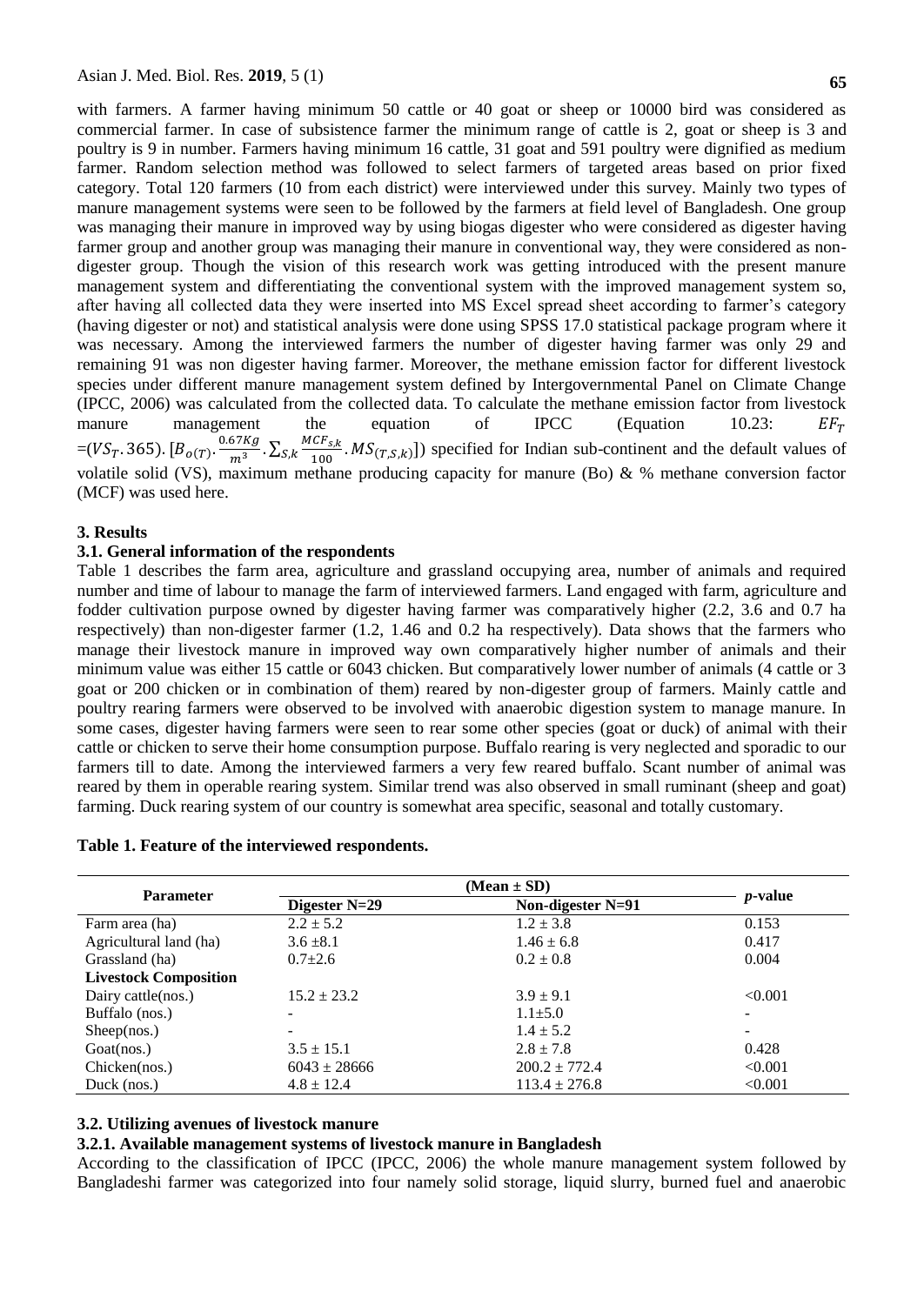with farmers. A farmer having minimum 50 cattle or 40 goat or sheep or 10000 bird was considered as commercial farmer. In case of subsistence farmer the minimum range of cattle is 2, goat or sheep is 3 and poultry is 9 in number. Farmers having minimum 16 cattle, 31 goat and 591 poultry were dignified as medium farmer. Random selection method was followed to select farmers of targeted areas based on prior fixed category. Total 120 farmers (10 from each district) were interviewed under this survey. Mainly two types of manure management systems were seen to be followed by the farmers at field level of Bangladesh. One group was managing their manure in improved way by using biogas digester who were considered as digester having farmer group and another group was managing their manure in conventional way, they were considered as non-digester group. Though the vision of this research work was getting introduced with the present manure management system and differentiating the conventional system with the improved management system so, after having all collected data they were inserted into MS Excel spread sheet according to farmer's category (having digester or not) and statistical analysis were done using SPSS 17.0 statistical package program where it was necessary. Among the interviewed farmers the number of digester having farmer was only 29 and remaining 91 was non digester having farmer. Moreover, the methane emission factor for different livestock species under different manure management system defined by Intergovernmental Panel on Climate Change (IPCC, 2006) was calculated from the collected data. To calculate the methane emission factor from livestock manure management the equation of IPCC (Equation 10.23: $EF_T = (VS_T . 365) . [B_{o(T)} . \frac{0.67Kg}{m^3} . \sum_{S,k} \frac{MCF_{s,k}}{100} . MS_{(T,S,k)}]$) specified for Indian sub-continent and the default values of volatile solid (VS), maximum methane producing capacity for manure (Bo) & % methane conversion factor (MCF) was used here.

## 3. Results

### 3.1. General information of the respondents

Table 1 describes the farm area, agriculture and grassland occupying area, number of animals and required number and time of labour to manage the farm of interviewed farmers. Land engaged with farm, agriculture and fodder cultivation purpose owned by digester having farmer was comparatively higher (2.2, 3.6 and 0.7 ha respectively) than non-digester farmer (1.2, 1.46 and 0.2 ha respectively). Data shows that the farmers who manage their livestock manure in improved way own comparatively higher number of animals and their minimum value was either 15 cattle or 6043 chicken. But comparatively lower number of animals (4 cattle or 3 goat or 200 chicken or in combination of them) reared by non-digester group of farmers. Mainly cattle and poultry rearing farmers were observed to be involved with anaerobic digestion system to manage manure. In some cases, digester having farmers were seen to rear some other species (goat or duck) of animal with their cattle or chicken to serve their home consumption purpose. Buffalo rearing is very neglected and sporadic to our farmers till to date. Among the interviewed farmers a very few reared buffalo. Scant number of animal was reared by them in operable rearing system. Similar trend was also observed in small ruminant (sheep and goat) farming. Duck rearing system of our country is somewhat area specific, seasonal and totally customary.

**Table 1. Feature of the interviewed respondents.**

| Parameter | (Mean ± SD) | | *p*-value |
|---|---|---|---|
| | Digester N=29 | Non-digester N=91 | |
| Farm area (ha) | 2.2 ± 5.2 | 1.2 ± 3.8 | 0.153 |
| Agricultural land (ha) | 3.6 ±8.1 | 1.46 ± 6.8 | 0.417 |
| Grassland (ha) | 0.7±2.6 | 0.2 ± 0.8 | 0.004 |
| **Livestock Composition** | | | |
| Dairy cattle(nos.) | 15.2 ± 23.2 | 3.9 ± 9.1 | <0.001 |
| Buffalo (nos.) | - | 1.1±5.0 | - |
| Sheep(nos.) | - | 1.4 ± 5.2 | - |
| Goat(nos.) | 3.5 ± 15.1 | 2.8 ± 7.8 | 0.428 |
| Chicken(nos.) | 6043 ± 28666 | 200.2 ± 772.4 | <0.001 |
| Duck (nos.) | 4.8 ± 12.4 | 113.4 ± 276.8 | <0.001 |

### 3.2. Utilizing avenues of livestock manure

#### 3.2.1. Available management systems of livestock manure in Bangladesh

According to the classification of IPCC (IPCC, 2006) the whole manure management system followed by Bangladeshi farmer was categorized into four namely solid storage, liquid slurry, burned fuel and anaerobic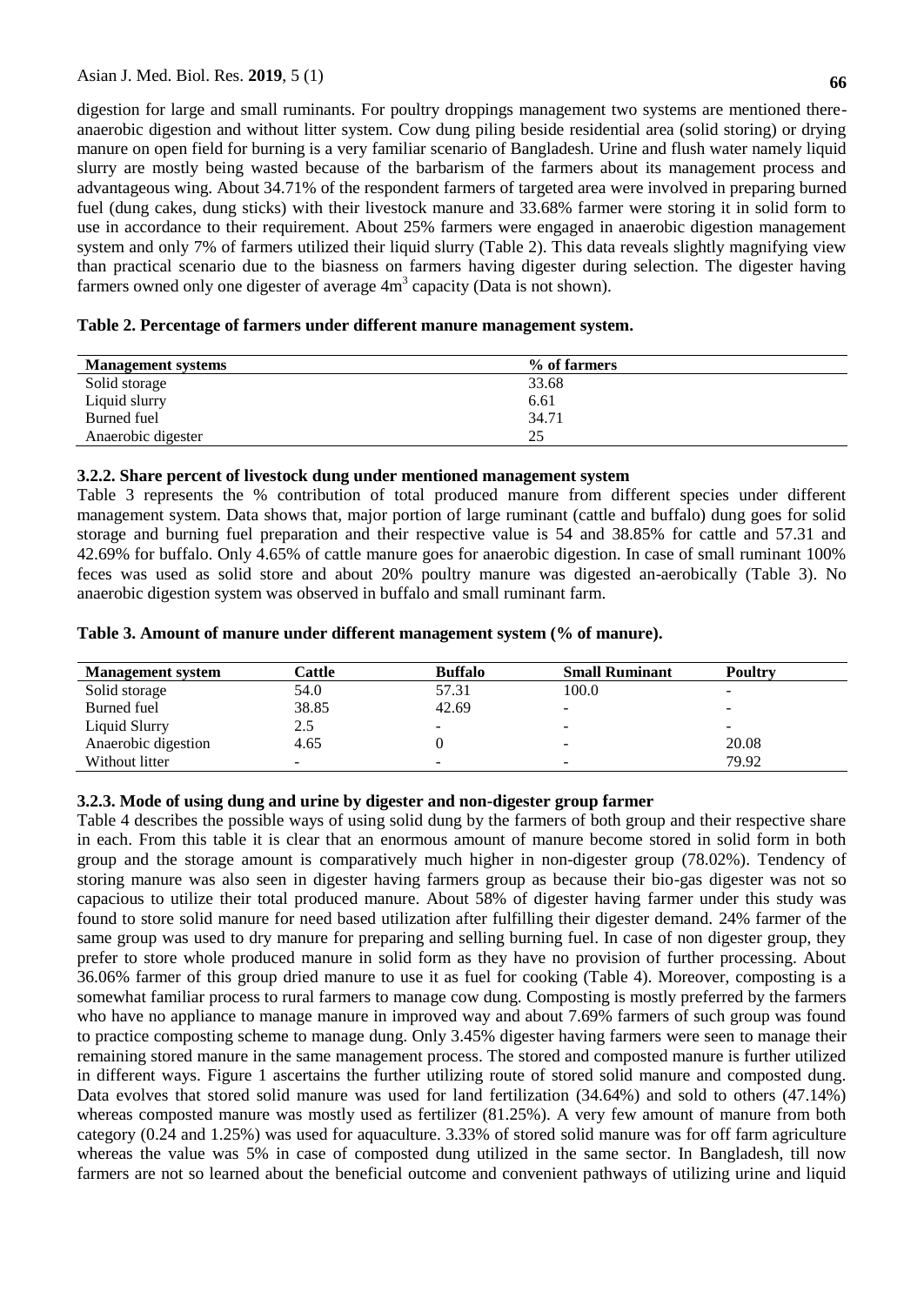digestion for large and small ruminants. For poultry droppings management two systems are mentioned there-anaerobic digestion and without litter system. Cow dung piling beside residential area (solid storing) or drying manure on open field for burning is a very familiar scenario of Bangladesh. Urine and flush water namely liquid slurry are mostly being wasted because of the barbarism of the farmers about its management process and advantageous wing. About 34.71% of the respondent farmers of targeted area were involved in preparing burned fuel (dung cakes, dung sticks) with their livestock manure and 33.68% farmer were storing it in solid form to use in accordance to their requirement. About 25% farmers were engaged in anaerobic digestion management system and only 7% of farmers utilized their liquid slurry (Table 2). This data reveals slightly magnifying view than practical scenario due to the biasness on farmers having digester during selection. The digester having farmers owned only one digester of average 4m$^3$ capacity (Data is not shown).

**Table 2. Percentage of farmers under different manure management system.**

| Management systems | % of farmers |
|---|---|
| Solid storage | 33.68 |
| Liquid slurry | 6.61 |
| Burned fuel | 34.71 |
| Anaerobic digester | 25 |

### 3.2.2. Share percent of livestock dung under mentioned management system

Table 3 represents the % contribution of total produced manure from different species under different management system. Data shows that, major portion of large ruminant (cattle and buffalo) dung goes for solid storage and burning fuel preparation and their respective value is 54 and 38.85% for cattle and 57.31 and 42.69% for buffalo. Only 4.65% of cattle manure goes for anaerobic digestion. In case of small ruminant 100% feces was used as solid store and about 20% poultry manure was digested an-aerobically (Table 3). No anaerobic digestion system was observed in buffalo and small ruminant farm.

**Table 3. Amount of manure under different management system (% of manure).**

| Management system | Cattle | Buffalo | Small Ruminant | Poultry |
|---|---|---|---|---|
| Solid storage | 54.0 | 57.31 | 100.0 | - |
| Burned fuel | 38.85 | 42.69 | - | - |
| Liquid Slurry | 2.5 | - | - | - |
| Anaerobic digestion | 4.65 | 0 | - | 20.08 |
| Without litter | - | - | - | 79.92 |

### 3.2.3. Mode of using dung and urine by digester and non-digester group farmer

Table 4 describes the possible ways of using solid dung by the farmers of both group and their respective share in each. From this table it is clear that an enormous amount of manure become stored in solid form in both group and the storage amount is comparatively much higher in non-digester group (78.02%). Tendency of storing manure was also seen in digester having farmers group as because their bio-gas digester was not so capacious to utilize their total produced manure. About 58% of digester having farmer under this study was found to store solid manure for need based utilization after fulfilling their digester demand. 24% farmer of the same group was used to dry manure for preparing and selling burning fuel. In case of non digester group, they prefer to store whole produced manure in solid form as they have no provision of further processing. About 36.06% farmer of this group dried manure to use it as fuel for cooking (Table 4). Moreover, composting is a somewhat familiar process to rural farmers to manage cow dung. Composting is mostly preferred by the farmers who have no appliance to manage manure in improved way and about 7.69% farmers of such group was found to practice composting scheme to manage dung. Only 3.45% digester having farmers were seen to manage their remaining stored manure in the same management process. The stored and composted manure is further utilized in different ways. Figure 1 ascertains the further utilizing route of stored solid manure and composted dung. Data evolves that stored solid manure was used for land fertilization (34.64%) and sold to others (47.14%) whereas composted manure was mostly used as fertilizer (81.25%). A very few amount of manure from both category (0.24 and 1.25%) was used for aquaculture. 3.33% of stored solid manure was for off farm agriculture whereas the value was 5% in case of composted dung utilized in the same sector. In Bangladesh, till now farmers are not so learned about the beneficial outcome and convenient pathways of utilizing urine and liquid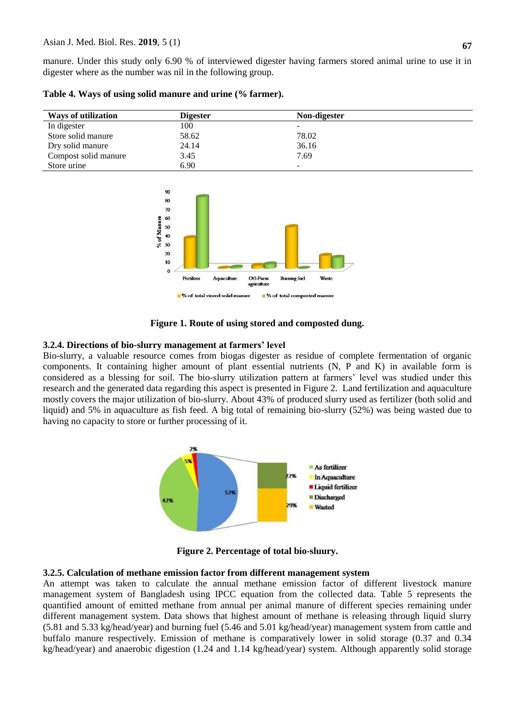manure. Under this study only 6.90 % of interviewed digester having farmers stored animal urine to use it in digester where as the number was nil in the following group.

**Table 4. Ways of using solid manure and urine (% farmer).**

| Ways of utilization | Digester | Non-digester |
|---|---|---|
| In digester | 100 | - |
| Store solid manure | 58.62 | 78.02 |
| Dry solid manure | 24.14 | 36.16 |
| Compost solid manure | 3.45 | 7.69 |
| Store urine | 6.90 | - |

**Figure 1. Route of using stored and composted dung.**

### 3.2.4. Directions of bio-slurry management at farmers' level

Bio-slurry, a valuable resource comes from biogas digester as residue of complete fermentation of organic components. It containing higher amount of plant essential nutrients (N, P and K) in available form is considered as a blessing for soil. The bio-slurry utilization pattern at farmers' level was studied under this research and the generated data regarding this aspect is presented in Figure 2. Land fertilization and aquaculture mostly covers the major utilization of bio-slurry. About 43% of produced slurry used as fertilizer (both solid and liquid) and 5% in aquaculture as fish feed. A big total of remaining bio-slurry (52%) was being wasted due to having no capacity to store or further processing of it.

**Figure 2. Percentage of total bio-sluury.**

### 3.2.5. Calculation of methane emission factor from different management system

An attempt was taken to calculate the annual methane emission factor of different livestock manure management system of Bangladesh using IPCC equation from the collected data. Table 5 represents the quantified amount of emitted methane from annual per animal manure of different species remaining under different management system. Data shows that highest amount of methane is releasing through liquid slurry (5.81 and 5.33 kg/head/year) and burning fuel (5.46 and 5.01 kg/head/year) management system from cattle and buffalo manure respectively. Emission of methane is comparatively lower in solid storage (0.37 and 0.34 kg/head/year) and anaerobic digestion (1.24 and 1.14 kg/head/year) system. Although apparently solid storage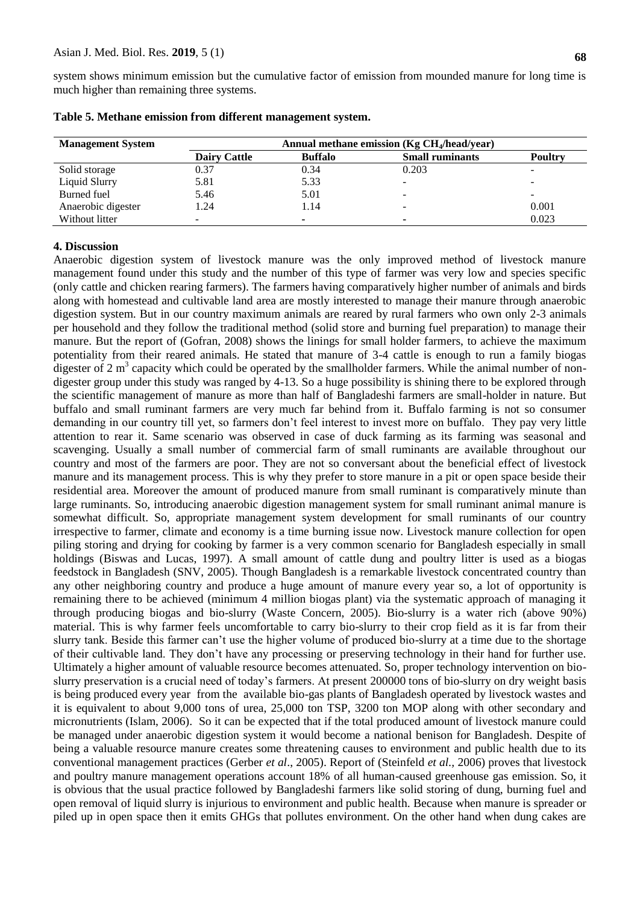system shows minimum emission but the cumulative factor of emission from mounded manure for long time is much higher than remaining three systems.

**Table 5. Methane emission from different management system.**

| Management System | Annual methane emission (Kg $CH_4$/head/year) | | | |
|---|---|---|---|---|
| | Dairy Cattle | Buffalo | Small ruminants | Poultry |
| Solid storage | 0.37 | 0.34 | 0.203 | - |
| Liquid Slurry | 5.81 | 5.33 | - | - |
| Burned fuel | 5.46 | 5.01 | - | - |
| Anaerobic digester | 1.24 | 1.14 | - | 0.001 |
| Without litter | - | - | - | 0.023 |

## 4. Discussion

Anaerobic digestion system of livestock manure was the only improved method of livestock manure management found under this study and the number of this type of farmer was very low and species specific (only cattle and chicken rearing farmers). The farmers having comparatively higher number of animals and birds along with homestead and cultivable land area are mostly interested to manage their manure through anaerobic digestion system. But in our country maximum animals are reared by rural farmers who own only 2-3 animals per household and they follow the traditional method (solid store and burning fuel preparation) to manage their manure. But the report of (Gofran, 2008) shows the linings for small holder farmers, to achieve the maximum potentiality from their reared animals. He stated that manure of 3-4 cattle is enough to run a family biogas digester of 2 $m^3$ capacity which could be operated by the smallholder farmers. While the animal number of non-digester group under this study was ranged by 4-13. So a huge possibility is shining there to be explored through the scientific management of manure as more than half of Bangladeshi farmers are small-holder in nature. But buffalo and small ruminant farmers are very much far behind from it. Buffalo farming is not so consumer demanding in our country till yet, so farmers don't feel interest to invest more on buffalo. They pay very little attention to rear it. Same scenario was observed in case of duck farming as its farming was seasonal and scavenging. Usually a small number of commercial farm of small ruminants are available throughout our country and most of the farmers are poor. They are not so conversant about the beneficial effect of livestock manure and its management process. This is why they prefer to store manure in a pit or open space beside their residential area. Moreover the amount of produced manure from small ruminant is comparatively minute than large ruminants. So, introducing anaerobic digestion management system for small ruminant animal manure is somewhat difficult. So, appropriate management system development for small ruminants of our country irrespective to farmer, climate and economy is a time burning issue now. Livestock manure collection for open piling storing and drying for cooking by farmer is a very common scenario for Bangladesh especially in small holdings (Biswas and Lucas, 1997). A small amount of cattle dung and poultry litter is used as a biogas feedstock in Bangladesh (SNV, 2005). Though Bangladesh is a remarkable livestock concentrated country than any other neighboring country and produce a huge amount of manure every year so, a lot of opportunity is remaining there to be achieved (minimum 4 million biogas plant) via the systematic approach of managing it through producing biogas and bio-slurry (Waste Concern, 2005). Bio-slurry is a water rich (above 90%) material. This is why farmer feels uncomfortable to carry bio-slurry to their crop field as it is far from their slurry tank. Beside this farmer can't use the higher volume of produced bio-slurry at a time due to the shortage of their cultivable land. They don't have any processing or preserving technology in their hand for further use. Ultimately a higher amount of valuable resource becomes attenuated. So, proper technology intervention on bio-slurry preservation is a crucial need of today's farmers. At present 200000 tons of bio-slurry on dry weight basis is being produced every year from the available bio-gas plants of Bangladesh operated by livestock wastes and it is equivalent to about 9,000 tons of urea, 25,000 ton TSP, 3200 ton MOP along with other secondary and micronutrients (Islam, 2006). So it can be expected that if the total produced amount of livestock manure could be managed under anaerobic digestion system it would become a national benison for Bangladesh. Despite of being a valuable resource manure creates some threatening causes to environment and public health due to its conventional management practices (Gerber *et al*., 2005). Report of (Steinfeld *et al.*, 2006) proves that livestock and poultry manure management operations account 18% of all human-caused greenhouse gas emission. So, it is obvious that the usual practice followed by Bangladeshi farmers like solid storing of dung, burning fuel and open removal of liquid slurry is injurious to environment and public health. Because when manure is spreader or piled up in open space then it emits GHGs that pollutes environment. On the other hand when dung cakes are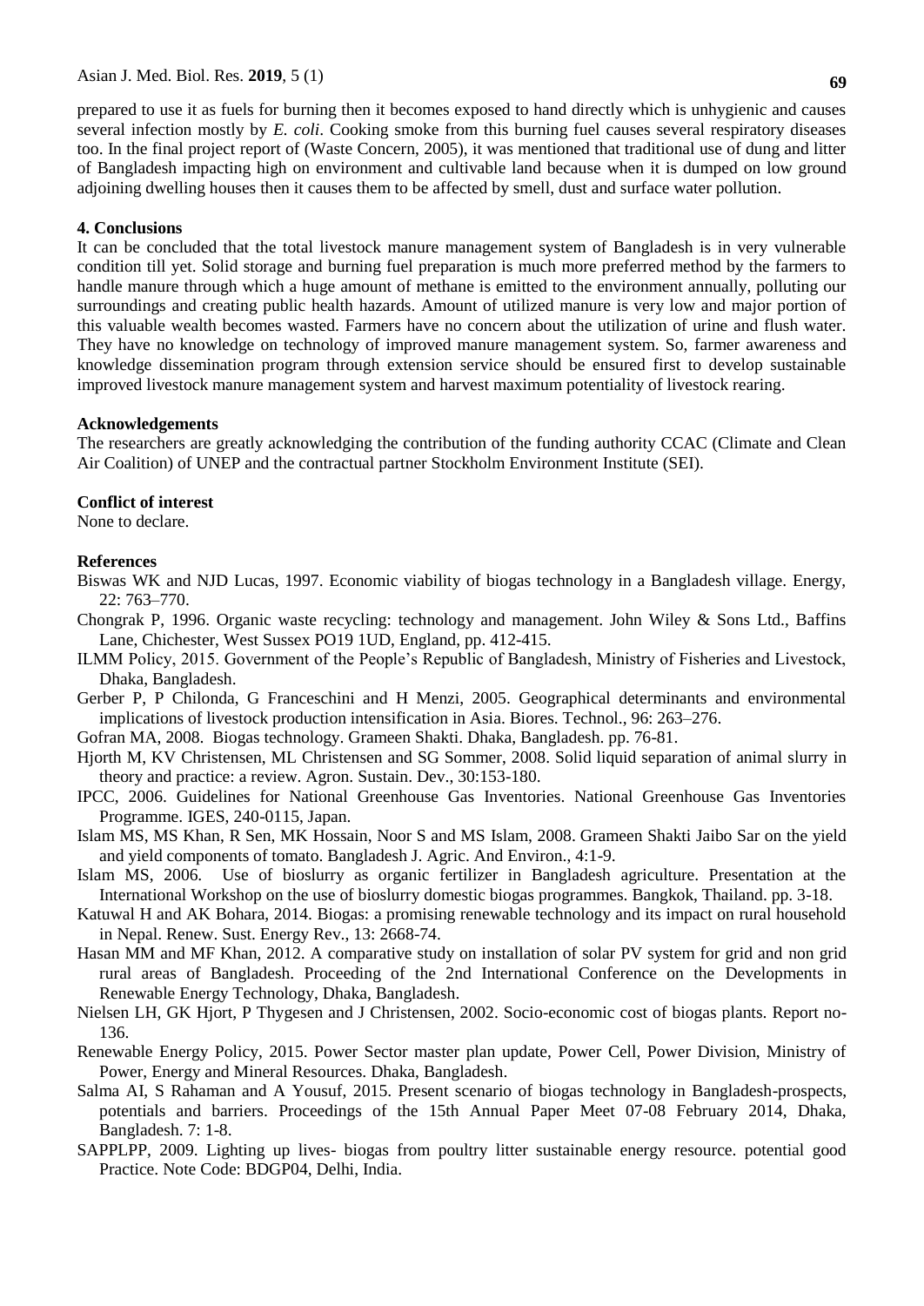prepared to use it as fuels for burning then it becomes exposed to hand directly which is unhygienic and causes several infection mostly by *E. coli*. Cooking smoke from this burning fuel causes several respiratory diseases too. In the final project report of (Waste Concern, 2005), it was mentioned that traditional use of dung and litter of Bangladesh impacting high on environment and cultivable land because when it is dumped on low ground adjoining dwelling houses then it causes them to be affected by smell, dust and surface water pollution.

## 4. Conclusions

It can be concluded that the total livestock manure management system of Bangladesh is in very vulnerable condition till yet. Solid storage and burning fuel preparation is much more preferred method by the farmers to handle manure through which a huge amount of methane is emitted to the environment annually, polluting our surroundings and creating public health hazards. Amount of utilized manure is very low and major portion of this valuable wealth becomes wasted. Farmers have no concern about the utilization of urine and flush water. They have no knowledge on technology of improved manure management system. So, farmer awareness and knowledge dissemination program through extension service should be ensured first to develop sustainable improved livestock manure management system and harvest maximum potentiality of livestock rearing.

## Acknowledgements

The researchers are greatly acknowledging the contribution of the funding authority CCAC (Climate and Clean Air Coalition) of UNEP and the contractual partner Stockholm Environment Institute (SEI).

## Conflict of interest

None to declare.

## References

Biswas WK and NJD Lucas, 1997. Economic viability of biogas technology in a Bangladesh village. Energy, 22: 763–770.

Chongrak P, 1996. Organic waste recycling: technology and management. John Wiley & Sons Ltd., Baffins Lane, Chichester, West Sussex PO19 1UD, England, pp. 412-415.

ILMM Policy, 2015. Government of the People's Republic of Bangladesh, Ministry of Fisheries and Livestock, Dhaka, Bangladesh.

Gerber P, P Chilonda, G Franceschini and H Menzi, 2005. Geographical determinants and environmental implications of livestock production intensification in Asia. Biores. Technol., 96: 263–276.

Gofran MA, 2008. Biogas technology. Grameen Shakti. Dhaka, Bangladesh. pp. 76-81.

Hjorth M, KV Christensen, ML Christensen and SG Sommer, 2008. Solid liquid separation of animal slurry in theory and practice: a review. Agron. Sustain. Dev., 30:153-180.

IPCC, 2006. Guidelines for National Greenhouse Gas Inventories. National Greenhouse Gas Inventories Programme. IGES, 240-0115, Japan.

Islam MS, MS Khan, R Sen, MK Hossain, Noor S and MS Islam, 2008. Grameen Shakti Jaibo Sar on the yield and yield components of tomato. Bangladesh J. Agric. And Environ., 4:1-9.

Islam MS, 2006. Use of bioslurry as organic fertilizer in Bangladesh agriculture. Presentation at the International Workshop on the use of bioslurry domestic biogas programmes. Bangkok, Thailand. pp. 3-18.

Katuwal H and AK Bohara, 2014. Biogas: a promising renewable technology and its impact on rural household in Nepal. Renew. Sust. Energy Rev., 13: 2668-74.

Hasan MM and MF Khan, 2012. A comparative study on installation of solar PV system for grid and non grid rural areas of Bangladesh. Proceeding of the 2nd International Conference on the Developments in Renewable Energy Technology, Dhaka, Bangladesh.

Nielsen LH, GK Hjort, P Thygesen and J Christensen, 2002. Socio-economic cost of biogas plants. Report no-136.

Renewable Energy Policy, 2015. Power Sector master plan update, Power Cell, Power Division, Ministry of Power, Energy and Mineral Resources. Dhaka, Bangladesh.

Salma AI, S Rahaman and A Yousuf, 2015. Present scenario of biogas technology in Bangladesh-prospects, potentials and barriers. Proceedings of the 15th Annual Paper Meet 07-08 February 2014, Dhaka, Bangladesh. 7: 1-8.

SAPPLPP, 2009. Lighting up lives- biogas from poultry litter sustainable energy resource. potential good Practice. Note Code: BDGP04, Delhi, India.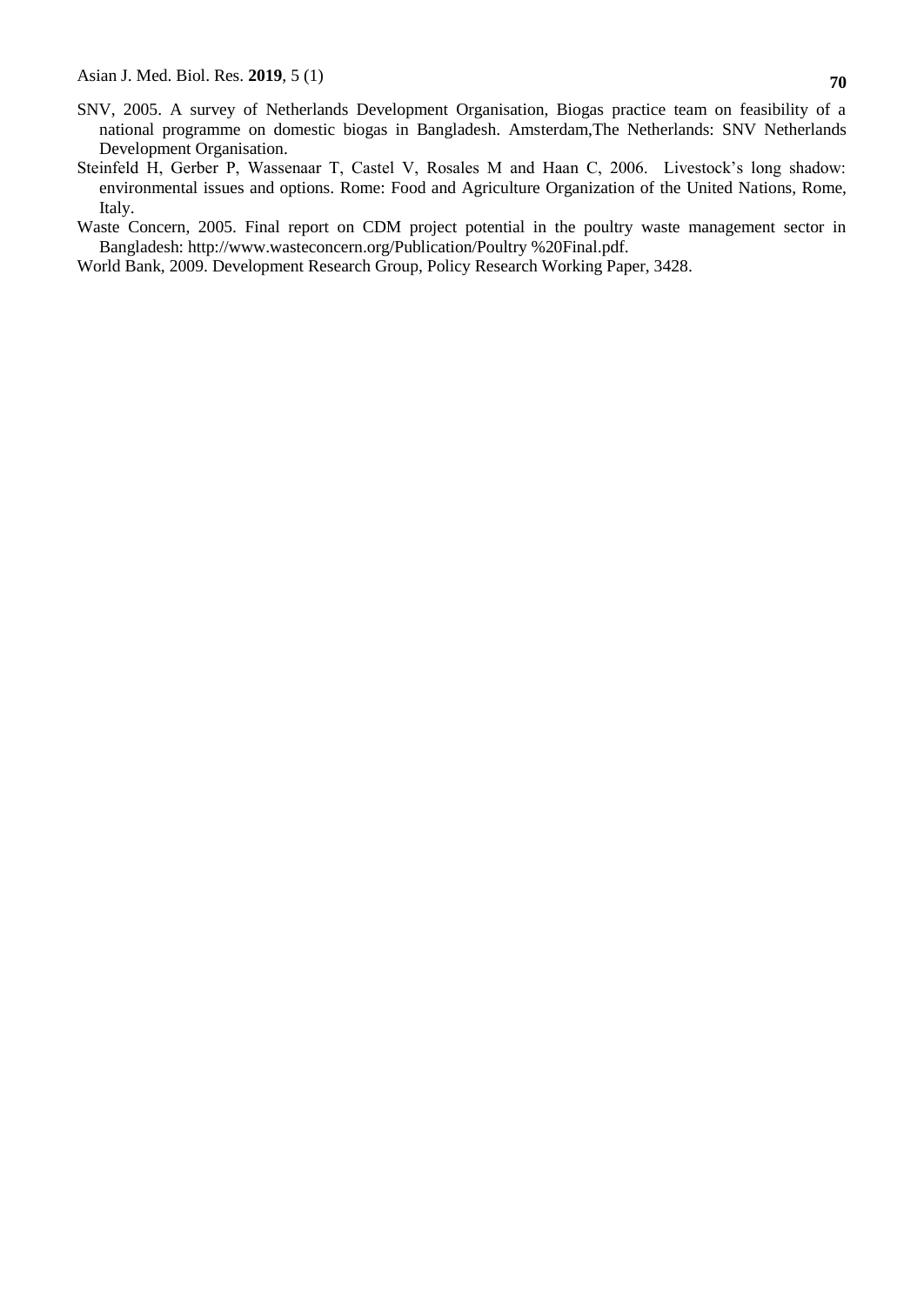SNV, 2005. A survey of Netherlands Development Organisation, Biogas practice team on feasibility of a national programme on domestic biogas in Bangladesh. Amsterdam,The Netherlands: SNV Netherlands Development Organisation.

Steinfeld H, Gerber P, Wassenaar T, Castel V, Rosales M and Haan C, 2006. Livestock's long shadow: environmental issues and options. Rome: Food and Agriculture Organization of the United Nations, Rome, Italy.

Waste Concern, 2005. Final report on CDM project potential in the poultry waste management sector in Bangladesh: http://www.wasteconcern.org/Publication/Poultry %20Final.pdf.

World Bank, 2009. Development Research Group, Policy Research Working Paper, 3428.